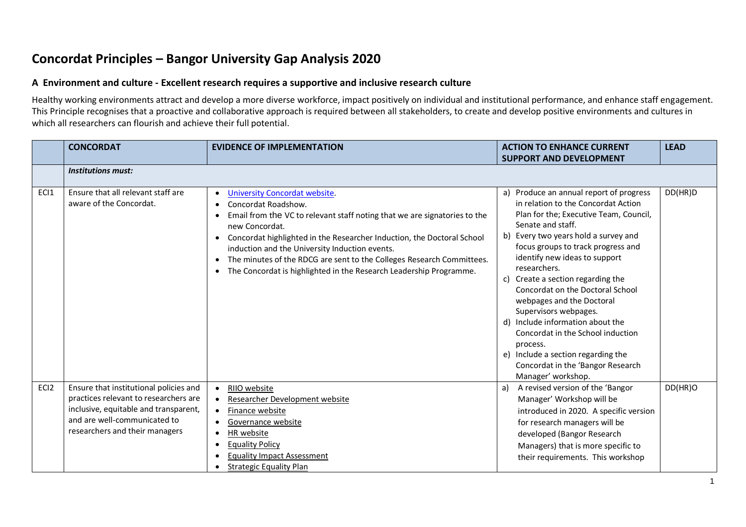# Concordat Principles – Bangor University Gap Analysis 2020

## A Environment and culture - Excellent research requires a supportive and inclusive research culture

Healthy working environments attract and develop a more diverse workforce, impact positively on individual and institutional performance, and enhance staff engagement. This Principle recognises that a proactive and collaborative approach is required between all stakeholders, to create and develop positive environments and cultures in which all researchers can flourish and achieve their full potential.

| | CONCORDAT | EVIDENCE OF IMPLEMENTATION | ACTION TO ENHANCE CURRENT SUPPORT AND DEVELOPMENT | LEAD |
|---|---|---|---|---|
| | ***Institutions must:*** | | | |
| ECI1 | Ensure that all relevant staff are aware of the Concordat. | • University Concordat website.<br>• Concordat Roadshow.<br>• Email from the VC to relevant staff noting that we are signatories to the new Concordat.<br>• Concordat highlighted in the Researcher Induction, the Doctoral School induction and the University Induction events.<br>• The minutes of the RDCG are sent to the Colleges Research Committees.<br>• The Concordat is highlighted in the Research Leadership Programme. | a) Produce an annual report of progress in relation to the Concordat Action Plan for the; Executive Team, Council, Senate and staff.<br>b) Every two years hold a survey and focus groups to track progress and identify new ideas to support researchers.<br>c) Create a section regarding the Concordat on the Doctoral School webpages and the Doctoral Supervisors webpages.<br>d) Include information about the Concordat in the School induction process.<br>e) Include a section regarding the Concordat in the 'Bangor Research Manager' workshop. | DD(HR)D |
| ECI2 | Ensure that institutional policies and practices relevant to researchers are inclusive, equitable and transparent, and are well-communicated to researchers and their managers | • RIIO website<br>• Researcher Development website<br>• Finance website<br>• Governance website<br>• HR website<br>• Equality Policy<br>• Equality Impact Assessment<br>• Strategic Equality Plan | a) A revised version of the 'Bangor Manager' Workshop will be introduced in 2020. A specific version for research managers will be developed (Bangor Research Managers) that is more specific to their requirements. This workshop | DD(HR)O |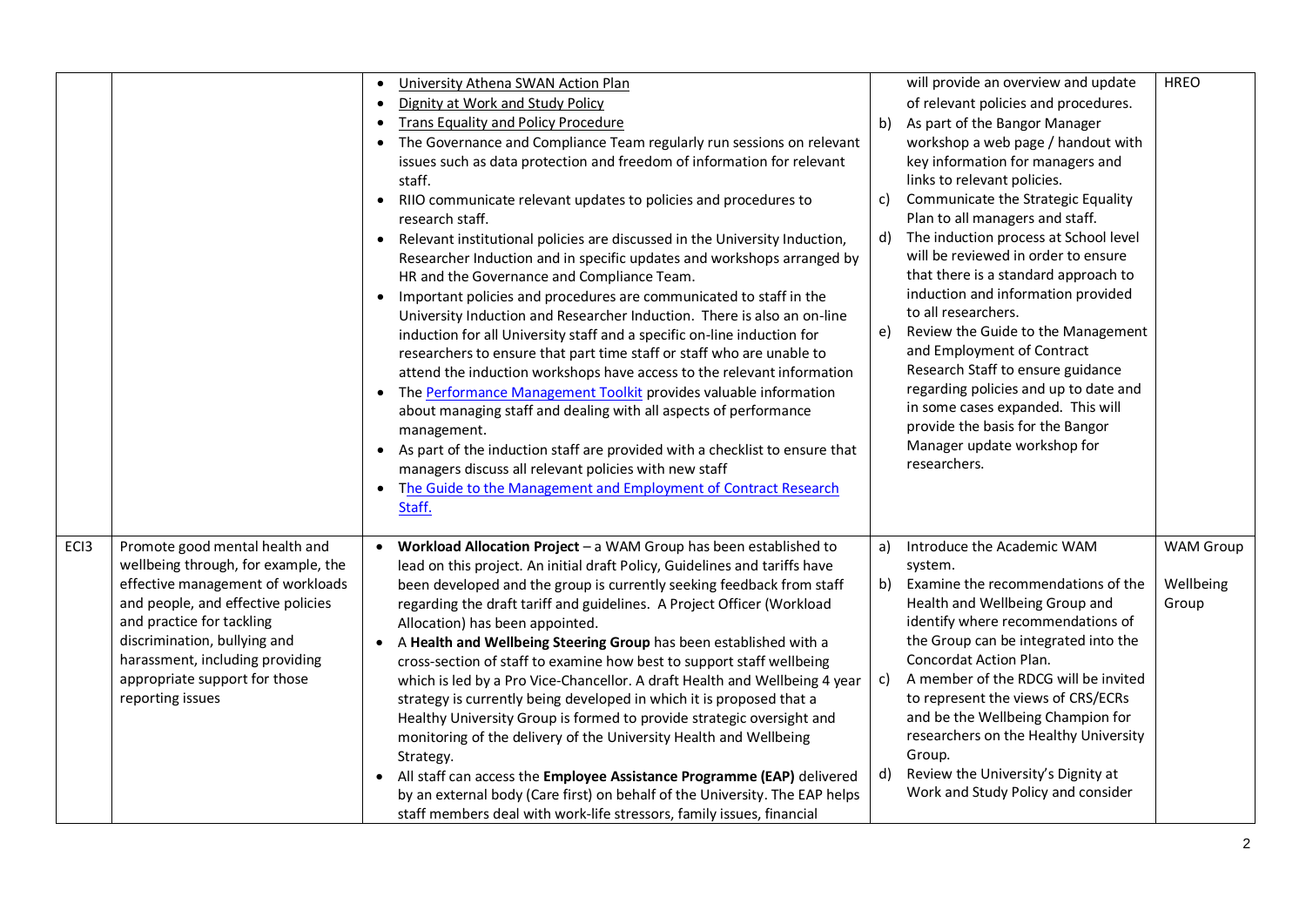| | | | | |
|---|---|---|---|---|
| | | • University Athena SWAN Action Plan<br>• Dignity at Work and Study Policy<br>• Trans Equality and Policy Procedure<br>• The Governance and Compliance Team regularly run sessions on relevant issues such as data protection and freedom of information for relevant staff.<br>• RIIO communicate relevant updates to policies and procedures to research staff.<br>• Relevant institutional policies are discussed in the University Induction, Researcher Induction and in specific updates and workshops arranged by HR and the Governance and Compliance Team.<br>• Important policies and procedures are communicated to staff in the University Induction and Researcher Induction. There is also an on-line induction for all University staff and a specific on-line induction for researchers to ensure that part time staff or staff who are unable to attend the induction workshops have access to the relevant information<br>• The Performance Management Toolkit provides valuable information about managing staff and dealing with all aspects of performance management.<br>• As part of the induction staff are provided with a checklist to ensure that managers discuss all relevant policies with new staff<br>• The Guide to the Management and Employment of Contract Research Staff. | will provide an overview and update of relevant policies and procedures.<br>b) As part of the Bangor Manager workshop a web page / handout with key information for managers and links to relevant policies.<br>c) Communicate the Strategic Equality Plan to all managers and staff.<br>d) The induction process at School level will be reviewed in order to ensure that there is a standard approach to induction and information provided to all researchers.<br>e) Review the Guide to the Management and Employment of Contract Research Staff to ensure guidance regarding policies and up to date and in some cases expanded. This will provide the basis for the Bangor Manager update workshop for researchers. | HREO |
| ECI3 | Promote good mental health and wellbeing through, for example, the effective management of workloads and people, and effective policies and practice for tackling discrimination, bullying and harassment, including providing appropriate support for those reporting issues | • **Workload Allocation Project** – a WAM Group has been established to lead on this project. An initial draft Policy, Guidelines and tariffs have been developed and the group is currently seeking feedback from staff regarding the draft tariff and guidelines. A Project Officer (Workload Allocation) has been appointed.<br>• A **Health and Wellbeing Steering Group** has been established with a cross-section of staff to examine how best to support staff wellbeing which is led by a Pro Vice-Chancellor. A draft Health and Wellbeing 4 year strategy is currently being developed in which it is proposed that a Healthy University Group is formed to provide strategic oversight and monitoring of the delivery of the University Health and Wellbeing Strategy.<br>• All staff can access the **Employee Assistance Programme (EAP)** delivered by an external body (Care first) on behalf of the University. The EAP helps staff members deal with work-life stressors, family issues, financial | a) Introduce the Academic WAM system.<br>b) Examine the recommendations of the Health and Wellbeing Group and identify where recommendations of the Group can be integrated into the Concordat Action Plan.<br>c) A member of the RDCG will be invited to represent the views of CRS/ECRs and be the Wellbeing Champion for researchers on the Healthy University Group.<br>d) Review the University's Dignity at Work and Study Policy and consider | WAM Group<br><br>Wellbeing Group |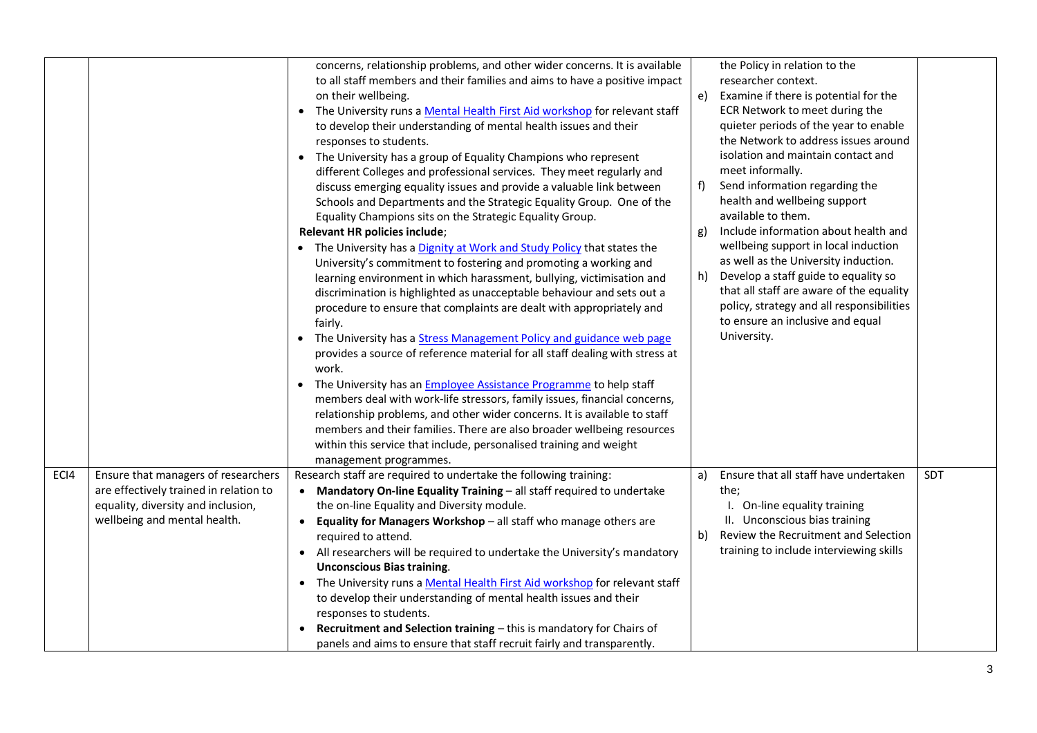| | | | | |
|---|---|---|---|---|
| | | concerns, relationship problems, and other wider concerns. It is available to all staff members and their families and aims to have a positive impact on their wellbeing.<br>• The University runs a [Mental Health First Aid workshop] for relevant staff to develop their understanding of mental health issues and their responses to students.<br>• The University has a group of Equality Champions who represent different Colleges and professional services. They meet regularly and discuss emerging equality issues and provide a valuable link between Schools and Departments and the Strategic Equality Group. One of the Equality Champions sits on the Strategic Equality Group.<br>**Relevant HR policies include**;<br>• The University has a [Dignity at Work and Study Policy] that states the University's commitment to fostering and promoting a working and learning environment in which harassment, bullying, victimisation and discrimination is highlighted as unacceptable behaviour and sets out a procedure to ensure that complaints are dealt with appropriately and fairly.<br>• The University has a [Stress Management Policy and guidance web page] provides a source of reference material for all staff dealing with stress at work.<br>• The University has an [Employee Assistance Programme] to help staff members deal with work-life stressors, family issues, financial concerns, relationship problems, and other wider concerns. It is available to staff members and their families. There are also broader wellbeing resources within this service that include, personalised training and weight management programmes. | the Policy in relation to the researcher context.<br>e) Examine if there is potential for the ECR Network to meet during the quieter periods of the year to enable the Network to address issues around isolation and maintain contact and meet informally.<br>f) Send information regarding the health and wellbeing support available to them.<br>g) Include information about health and wellbeing support in local induction as well as the University induction.<br>h) Develop a staff guide to equality so that all staff are aware of the equality policy, strategy and all responsibilities to ensure an inclusive and equal University. | |
| ECI4 | Ensure that managers of researchers are effectively trained in relation to equality, diversity and inclusion, wellbeing and mental health. | Research staff are required to undertake the following training:<br>• **Mandatory On-line Equality Training** – all staff required to undertake the on-line Equality and Diversity module.<br>• **Equality for Managers Workshop** – all staff who manage others are required to attend.<br>• All researchers will be required to undertake the University's mandatory **Unconscious Bias training**.<br>• The University runs a [Mental Health First Aid workshop] for relevant staff to develop their understanding of mental health issues and their responses to students.<br>• **Recruitment and Selection training** – this is mandatory for Chairs of panels and aims to ensure that staff recruit fairly and transparently. | a) Ensure that all staff have undertaken the;<br>I. On-line equality training<br>II. Unconscious bias training<br>b) Review the Recruitment and Selection training to include interviewing skills | SDT |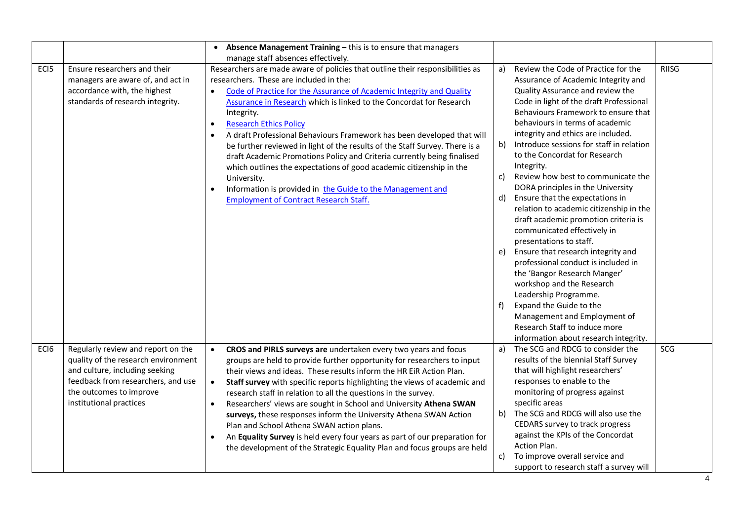| | | | | |
|---|---|---|---|---|
| | | • **Absence Management Training –** this is to ensure that managers manage staff absences effectively. | | |
| ECI5 | Ensure researchers and their managers are aware of, and act in accordance with, the highest standards of research integrity. | Researchers are made aware of policies that outline their responsibilities as researchers. These are included in the:<br>• Code of Practice for the Assurance of Academic Integrity and Quality Assurance in Research which is linked to the Concordat for Research Integrity.<br>• Research Ethics Policy<br>• A draft Professional Behaviours Framework has been developed that will be further reviewed in light of the results of the Staff Survey. There is a draft Academic Promotions Policy and Criteria currently being finalised which outlines the expectations of good academic citizenship in the University.<br>• Information is provided in the Guide to the Management and Employment of Contract Research Staff. | a) Review the Code of Practice for the Assurance of Academic Integrity and Quality Assurance and review the Code in light of the draft Professional Behaviours Framework to ensure that behaviours in terms of academic integrity and ethics are included.<br>b) Introduce sessions for staff in relation to the Concordat for Research Integrity.<br>c) Review how best to communicate the DORA principles in the University<br>d) Ensure that the expectations in relation to academic citizenship in the draft academic promotion criteria is communicated effectively in presentations to staff.<br>e) Ensure that research integrity and professional conduct is included in the 'Bangor Research Manger' workshop and the Research Leadership Programme.<br>f) Expand the Guide to the Management and Employment of Research Staff to induce more information about research integrity. | RIISG |
| ECI6 | Regularly review and report on the quality of the research environment and culture, including seeking feedback from researchers, and use the outcomes to improve institutional practices | • **CROS and PIRLS surveys are** undertaken every two years and focus groups are held to provide further opportunity for researchers to input their views and ideas. These results inform the HR EiR Action Plan.<br>• **Staff survey** with specific reports highlighting the views of academic and research staff in relation to all the questions in the survey.<br>• Researchers' views are sought in School and University **Athena SWAN surveys,** these responses inform the University Athena SWAN Action Plan and School Athena SWAN action plans.<br>• An **Equality Survey** is held every four years as part of our preparation for the development of the Strategic Equality Plan and focus groups are held | a) The SCG and RDCG to consider the results of the biennial Staff Survey that will highlight researchers' responses to enable to the monitoring of progress against specific areas<br>b) The SCG and RDCG will also use the CEDARS survey to track progress against the KPIs of the Concordat Action Plan.<br>c) To improve overall service and support to research staff a survey will | SCG |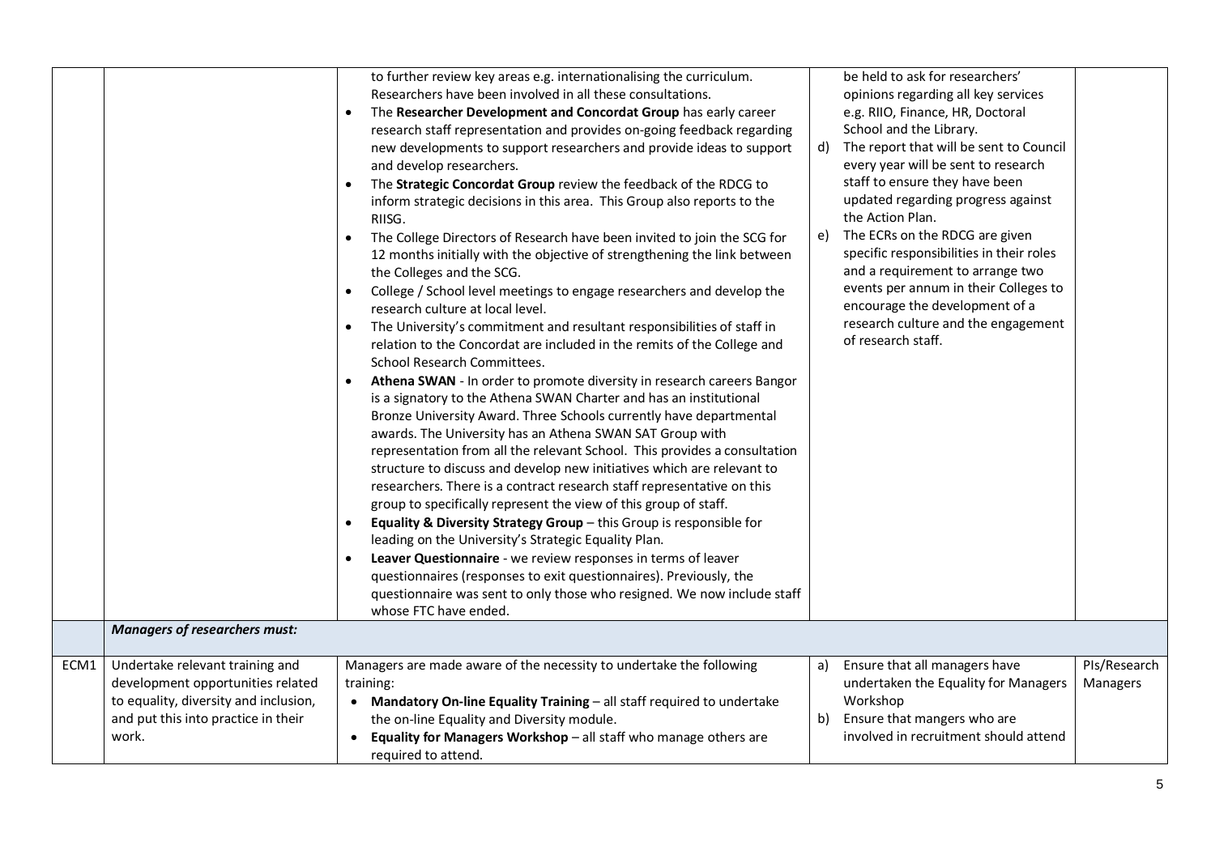| | | | | |
|---|---|---|---|---|
| | | to further review key areas e.g. internationalising the curriculum. Researchers have been involved in all these consultations.<br>• The **Researcher Development and Concordat Group** has early career research staff representation and provides on-going feedback regarding new developments to support researchers and provide ideas to support and develop researchers.<br>• The **Strategic Concordat Group** review the feedback of the RDCG to inform strategic decisions in this area. This Group also reports to the RIISG.<br>• The College Directors of Research have been invited to join the SCG for 12 months initially with the objective of strengthening the link between the Colleges and the SCG.<br>• College / School level meetings to engage researchers and develop the research culture at local level.<br>• The University's commitment and resultant responsibilities of staff in relation to the Concordat are included in the remits of the College and School Research Committees.<br>• **Athena SWAN** - In order to promote diversity in research careers Bangor is a signatory to the Athena SWAN Charter and has an institutional Bronze University Award. Three Schools currently have departmental awards. The University has an Athena SWAN SAT Group with representation from all the relevant School. This provides a consultation structure to discuss and develop new initiatives which are relevant to researchers. There is a contract research staff representative on this group to specifically represent the view of this group of staff.<br>• **Equality & Diversity Strategy Group** – this Group is responsible for leading on the University's Strategic Equality Plan.<br>• **Leaver Questionnaire** - we review responses in terms of leaver questionnaires (responses to exit questionnaires). Previously, the questionnaire was sent to only those who resigned. We now include staff whose FTC have ended. | be held to ask for researchers' opinions regarding all key services e.g. RIIO, Finance, HR, Doctoral School and the Library.<br>d) The report that will be sent to Council every year will be sent to research staff to ensure they have been updated regarding progress against the Action Plan.<br>e) The ECRs on the RDCG are given specific responsibilities in their roles and a requirement to arrange two events per annum in their Colleges to encourage the development of a research culture and the engagement of research staff. | |
| | ***Managers of researchers must:*** | | | |
| ECM1 | Undertake relevant training and development opportunities related to equality, diversity and inclusion, and put this into practice in their work. | Managers are made aware of the necessity to undertake the following training:<br>• **Mandatory On-line Equality Training** – all staff required to undertake the on-line Equality and Diversity module.<br>• **Equality for Managers Workshop** – all staff who manage others are required to attend. | a) Ensure that all managers have undertaken the Equality for Managers Workshop<br>b) Ensure that mangers who are involved in recruitment should attend | PIs/Research Managers |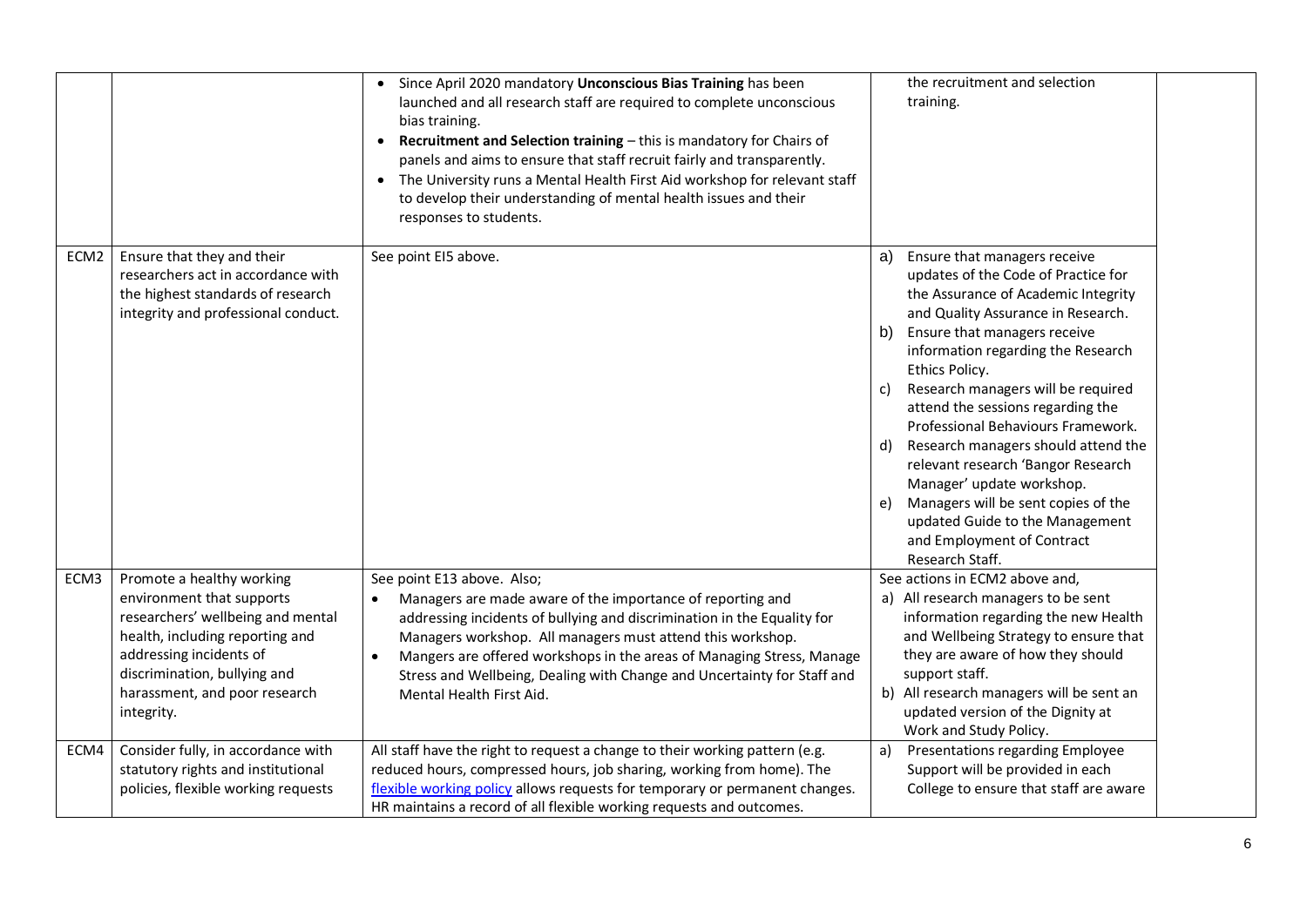| | | | | |
|---|---|---|---|---|
| | | • Since April 2020 mandatory **Unconscious Bias Training** has been launched and all research staff are required to complete unconscious bias training.<br>• **Recruitment and Selection training** – this is mandatory for Chairs of panels and aims to ensure that staff recruit fairly and transparently.<br>• The University runs a Mental Health First Aid workshop for relevant staff to develop their understanding of mental health issues and their responses to students. | the recruitment and selection training. | |
| ECM2 | Ensure that they and their researchers act in accordance with the highest standards of research integrity and professional conduct. | See point EI5 above. | a) Ensure that managers receive updates of the Code of Practice for the Assurance of Academic Integrity and Quality Assurance in Research.<br>b) Ensure that managers receive information regarding the Research Ethics Policy.<br>c) Research managers will be required attend the sessions regarding the Professional Behaviours Framework.<br>d) Research managers should attend the relevant research 'Bangor Research Manager' update workshop.<br>e) Managers will be sent copies of the updated Guide to the Management and Employment of Contract Research Staff. | |
| ECM3 | Promote a healthy working environment that supports researchers' wellbeing and mental health, including reporting and addressing incidents of discrimination, bullying and harassment, and poor research integrity. | See point E13 above. Also;<br>• Managers are made aware of the importance of reporting and addressing incidents of bullying and discrimination in the Equality for Managers workshop. All managers must attend this workshop.<br>• Mangers are offered workshops in the areas of Managing Stress, Manage Stress and Wellbeing, Dealing with Change and Uncertainty for Staff and Mental Health First Aid. | See actions in ECM2 above and,<br>a) All research managers to be sent information regarding the new Health and Wellbeing Strategy to ensure that they are aware of how they should support staff.<br>b) All research managers will be sent an updated version of the Dignity at Work and Study Policy. | |
| ECM4 | Consider fully, in accordance with statutory rights and institutional policies, flexible working requests | All staff have the right to request a change to their working pattern (e.g. reduced hours, compressed hours, job sharing, working from home). The flexible working policy allows requests for temporary or permanent changes. HR maintains a record of all flexible working requests and outcomes. | a) Presentations regarding Employee Support will be provided in each College to ensure that staff are aware | |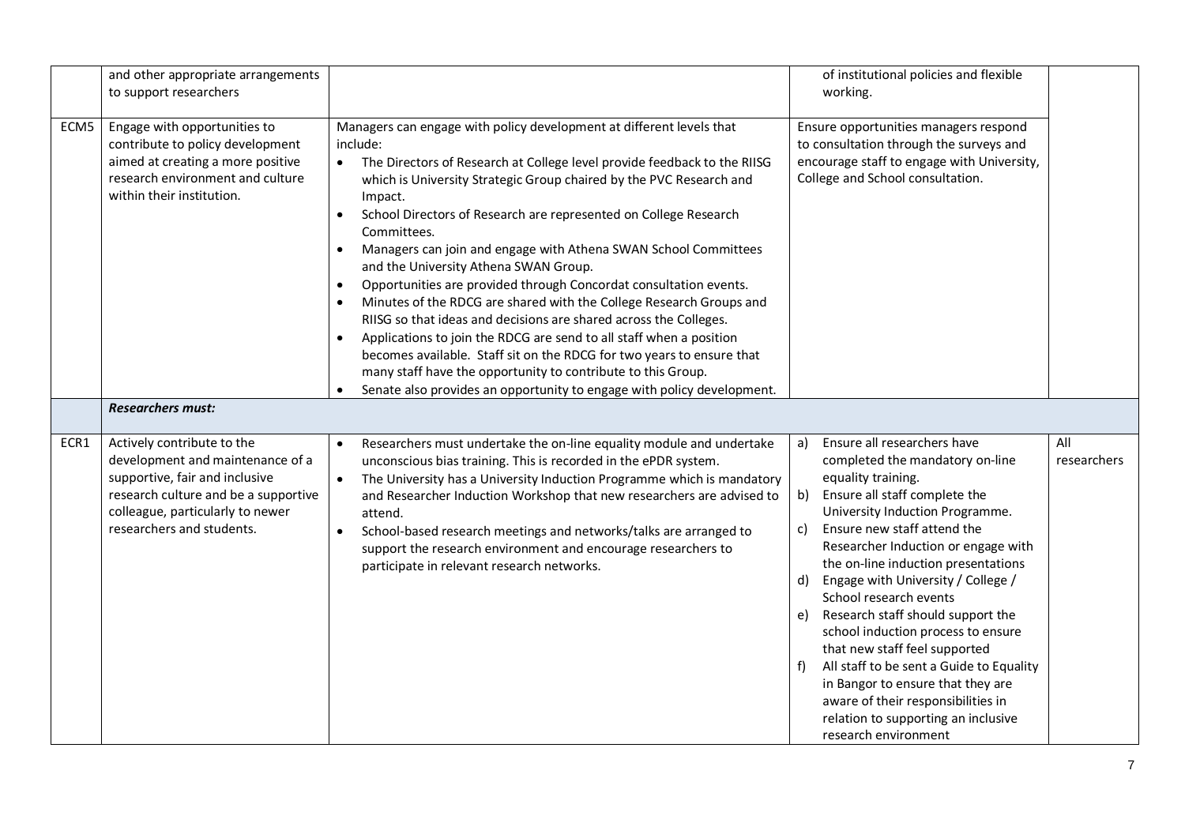| | | | | |
|---|---|---|---|---|
| | and other appropriate arrangements to support researchers | | of institutional policies and flexible working. | |
| ECM5 | Engage with opportunities to contribute to policy development aimed at creating a more positive research environment and culture within their institution. | Managers can engage with policy development at different levels that include:<br>• The Directors of Research at College level provide feedback to the RIISG which is University Strategic Group chaired by the PVC Research and Impact.<br>• School Directors of Research are represented on College Research Committees.<br>• Managers can join and engage with Athena SWAN School Committees and the University Athena SWAN Group.<br>• Opportunities are provided through Concordat consultation events.<br>• Minutes of the RDCG are shared with the College Research Groups and RIISG so that ideas and decisions are shared across the Colleges.<br>• Applications to join the RDCG are send to all staff when a position becomes available. Staff sit on the RDCG for two years to ensure that many staff have the opportunity to contribute to this Group.<br>• Senate also provides an opportunity to engage with policy development. | Ensure opportunities managers respond to consultation through the surveys and encourage staff to engage with University, College and School consultation. | |
| | ***Researchers must:*** | | | |
| ECR1 | Actively contribute to the development and maintenance of a supportive, fair and inclusive research culture and be a supportive colleague, particularly to newer researchers and students. | • Researchers must undertake the on-line equality module and undertake unconscious bias training. This is recorded in the ePDR system.<br>• The University has a University Induction Programme which is mandatory and Researcher Induction Workshop that new researchers are advised to attend.<br>• School-based research meetings and networks/talks are arranged to support the research environment and encourage researchers to participate in relevant research networks. | a) Ensure all researchers have completed the mandatory on-line equality training.<br>b) Ensure all staff complete the University Induction Programme.<br>c) Ensure new staff attend the Researcher Induction or engage with the on-line induction presentations<br>d) Engage with University / College / School research events<br>e) Research staff should support the school induction process to ensure that new staff feel supported<br>f) All staff to be sent a Guide to Equality in Bangor to ensure that they are aware of their responsibilities in relation to supporting an inclusive research environment | All researchers |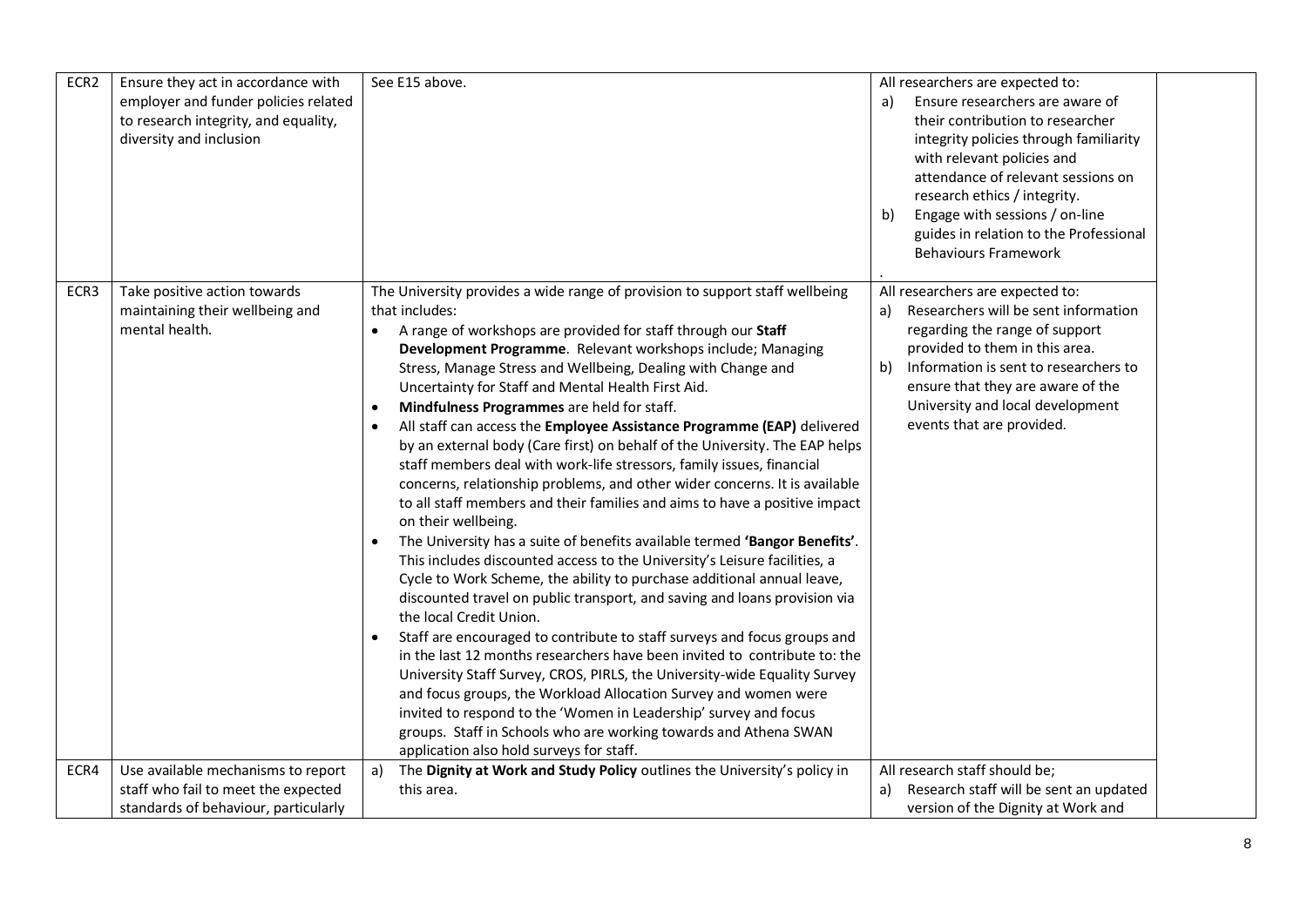| ECR2 | Ensure they act in accordance with employer and funder policies related to research integrity, and equality, diversity and inclusion | See E15 above. | All researchers are expected to:<br>a) Ensure researchers are aware of their contribution to researcher integrity policies through familiarity with relevant policies and attendance of relevant sessions on research ethics / integrity.<br>b) Engage with sessions / on-line guides in relation to the Professional Behaviours Framework<br>. | |
|---|---|---|---|---|
| ECR3 | Take positive action towards maintaining their wellbeing and mental health. | The University provides a wide range of provision to support staff wellbeing that includes:<br>• A range of workshops are provided for staff through our **Staff Development Programme**. Relevant workshops include; Managing Stress, Manage Stress and Wellbeing, Dealing with Change and Uncertainty for Staff and Mental Health First Aid.<br>• **Mindfulness Programmes** are held for staff.<br>• All staff can access the **Employee Assistance Programme (EAP)** delivered by an external body (Care first) on behalf of the University. The EAP helps staff members deal with work-life stressors, family issues, financial concerns, relationship problems, and other wider concerns. It is available to all staff members and their families and aims to have a positive impact on their wellbeing.<br>• The University has a suite of benefits available termed **'Bangor Benefits'**. This includes discounted access to the University's Leisure facilities, a Cycle to Work Scheme, the ability to purchase additional annual leave, discounted travel on public transport, and saving and loans provision via the local Credit Union.<br>• Staff are encouraged to contribute to staff surveys and focus groups and in the last 12 months researchers have been invited to contribute to: the University Staff Survey, CROS, PIRLS, the University-wide Equality Survey and focus groups, the Workload Allocation Survey and women were invited to respond to the 'Women in Leadership' survey and focus groups. Staff in Schools who are working towards and Athena SWAN application also hold surveys for staff. | All researchers are expected to:<br>a) Researchers will be sent information regarding the range of support provided to them in this area.<br>b) Information is sent to researchers to ensure that they are aware of the University and local development events that are provided. | |
| ECR4 | Use available mechanisms to report staff who fail to meet the expected standards of behaviour, particularly | a) The **Dignity at Work and Study Policy** outlines the University's policy in this area. | All research staff should be;<br>a) Research staff will be sent an updated version of the Dignity at Work and | |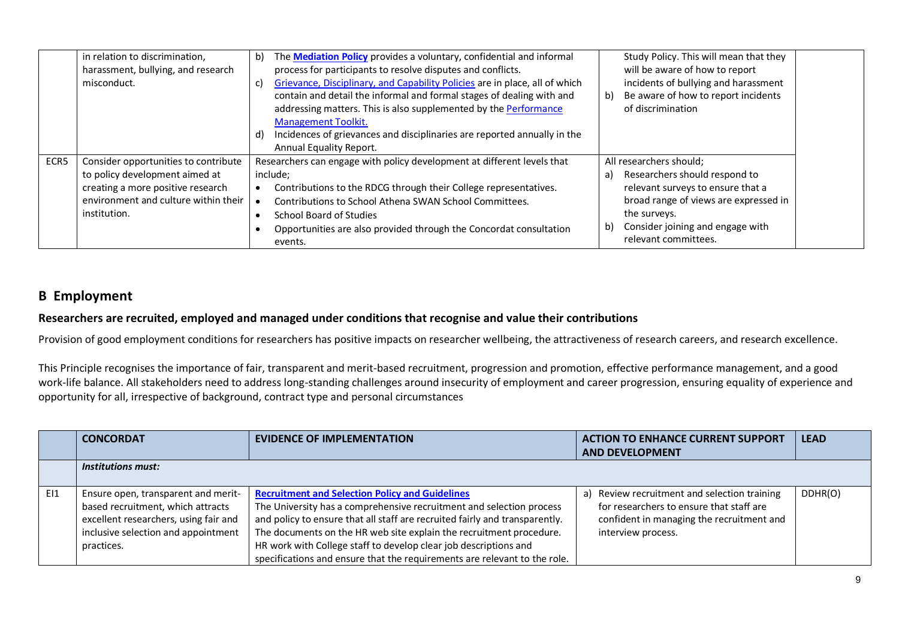| | | | | |
|---|---|---|---|---|
| | in relation to discrimination, harassment, bullying, and research misconduct. | b) The **Mediation Policy** provides a voluntary, confidential and informal process for participants to resolve disputes and conflicts.<br>c) Grievance, Disciplinary, and Capability Policies are in place, all of which contain and detail the informal and formal stages of dealing with and addressing matters. This is also supplemented by the Performance Management Toolkit.<br>d) Incidences of grievances and disciplinaries are reported annually in the Annual Equality Report. | Study Policy. This will mean that they will be aware of how to report incidents of bullying and harassment<br>b) Be aware of how to report incidents of discrimination | |
| ECR5 | Consider opportunities to contribute to policy development aimed at creating a more positive research environment and culture within their institution. | Researchers can engage with policy development at different levels that include;<br>• Contributions to the RDCG through their College representatives.<br>• Contributions to School Athena SWAN School Committees.<br>• School Board of Studies<br>• Opportunities are also provided through the Concordat consultation events. | All researchers should;<br>a) Researchers should respond to relevant surveys to ensure that a broad range of views are expressed in the surveys.<br>b) Consider joining and engage with relevant committees. | |

## B Employment

### Researchers are recruited, employed and managed under conditions that recognise and value their contributions

Provision of good employment conditions for researchers has positive impacts on researcher wellbeing, the attractiveness of research careers, and research excellence.

This Principle recognises the importance of fair, transparent and merit-based recruitment, progression and promotion, effective performance management, and a good work-life balance. All stakeholders need to address long-standing challenges around insecurity of employment and career progression, ensuring equality of experience and opportunity for all, irrespective of background, contract type and personal circumstances

| | CONCORDAT | EVIDENCE OF IMPLEMENTATION | ACTION TO ENHANCE CURRENT SUPPORT AND DEVELOPMENT | LEAD |
|---|---|---|---|---|
| | ***Institutions must:*** | | | |
| EI1 | Ensure open, transparent and merit-based recruitment, which attracts excellent researchers, using fair and inclusive selection and appointment practices. | **Recruitment and Selection Policy and Guidelines**<br>The University has a comprehensive recruitment and selection process and policy to ensure that all staff are recruited fairly and transparently. The documents on the HR web site explain the recruitment procedure. HR work with College staff to develop clear job descriptions and specifications and ensure that the requirements are relevant to the role. | a) Review recruitment and selection training for researchers to ensure that staff are confident in managing the recruitment and interview process. | DDHR(O) |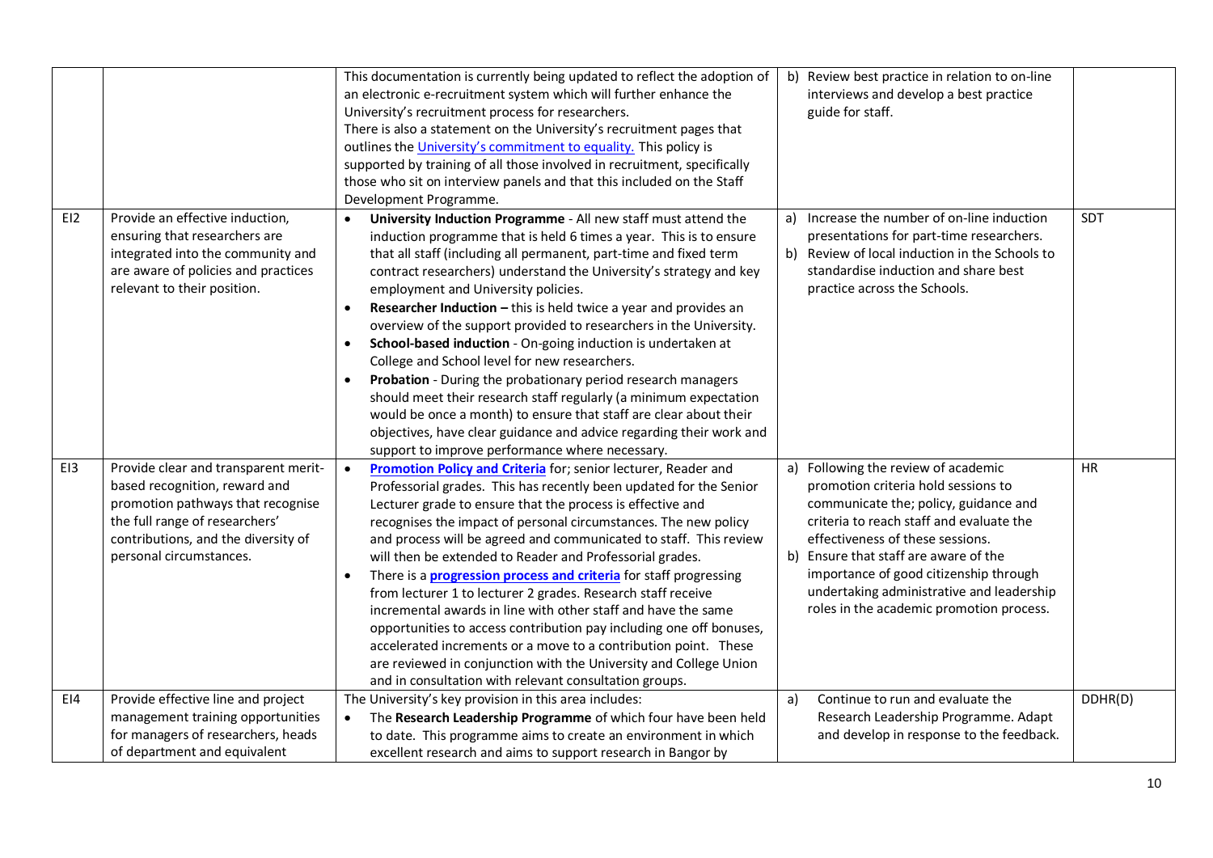| | | | | |
|---|---|---|---|---|
| | | This documentation is currently being updated to reflect the adoption of an electronic e-recruitment system which will further enhance the University's recruitment process for researchers.<br>There is also a statement on the University's recruitment pages that outlines the University's commitment to equality. This policy is supported by training of all those involved in recruitment, specifically those who sit on interview panels and that this included on the Staff Development Programme. | b) Review best practice in relation to on-line interviews and develop a best practice guide for staff. | |
| EI2 | Provide an effective induction, ensuring that researchers are integrated into the community and are aware of policies and practices relevant to their position. | • **University Induction Programme** - All new staff must attend the induction programme that is held 6 times a year. This is to ensure that all staff (including all permanent, part-time and fixed term contract researchers) understand the University's strategy and key employment and University policies.<br>• **Researcher Induction –** this is held twice a year and provides an overview of the support provided to researchers in the University.<br>• **School-based induction** - On-going induction is undertaken at College and School level for new researchers.<br>• **Probation** - During the probationary period research managers should meet their research staff regularly (a minimum expectation would be once a month) to ensure that staff are clear about their objectives, have clear guidance and advice regarding their work and support to improve performance where necessary. | a) Increase the number of on-line induction presentations for part-time researchers.<br>b) Review of local induction in the Schools to standardise induction and share best practice across the Schools. | SDT |
| EI3 | Provide clear and transparent merit-based recognition, reward and promotion pathways that recognise the full range of researchers' contributions, and the diversity of personal circumstances. | • **Promotion Policy and Criteria** for; senior lecturer, Reader and Professorial grades. This has recently been updated for the Senior Lecturer grade to ensure that the process is effective and recognises the impact of personal circumstances. The new policy and process will be agreed and communicated to staff. This review will then be extended to Reader and Professorial grades.<br>• There is a **progression process and criteria** for staff progressing from lecturer 1 to lecturer 2 grades. Research staff receive incremental awards in line with other staff and have the same opportunities to access contribution pay including one off bonuses, accelerated increments or a move to a contribution point. These are reviewed in conjunction with the University and College Union and in consultation with relevant consultation groups. | a) Following the review of academic promotion criteria hold sessions to communicate the; policy, guidance and criteria to reach staff and evaluate the effectiveness of these sessions.<br>b) Ensure that staff are aware of the importance of good citizenship through undertaking administrative and leadership roles in the academic promotion process. | HR |
| EI4 | Provide effective line and project management training opportunities for managers of researchers, heads of department and equivalent | The University's key provision in this area includes:<br>• The **Research Leadership Programme** of which four have been held to date. This programme aims to create an environment in which excellent research and aims to support research in Bangor by | a) Continue to run and evaluate the Research Leadership Programme. Adapt and develop in response to the feedback. | DDHR(D) |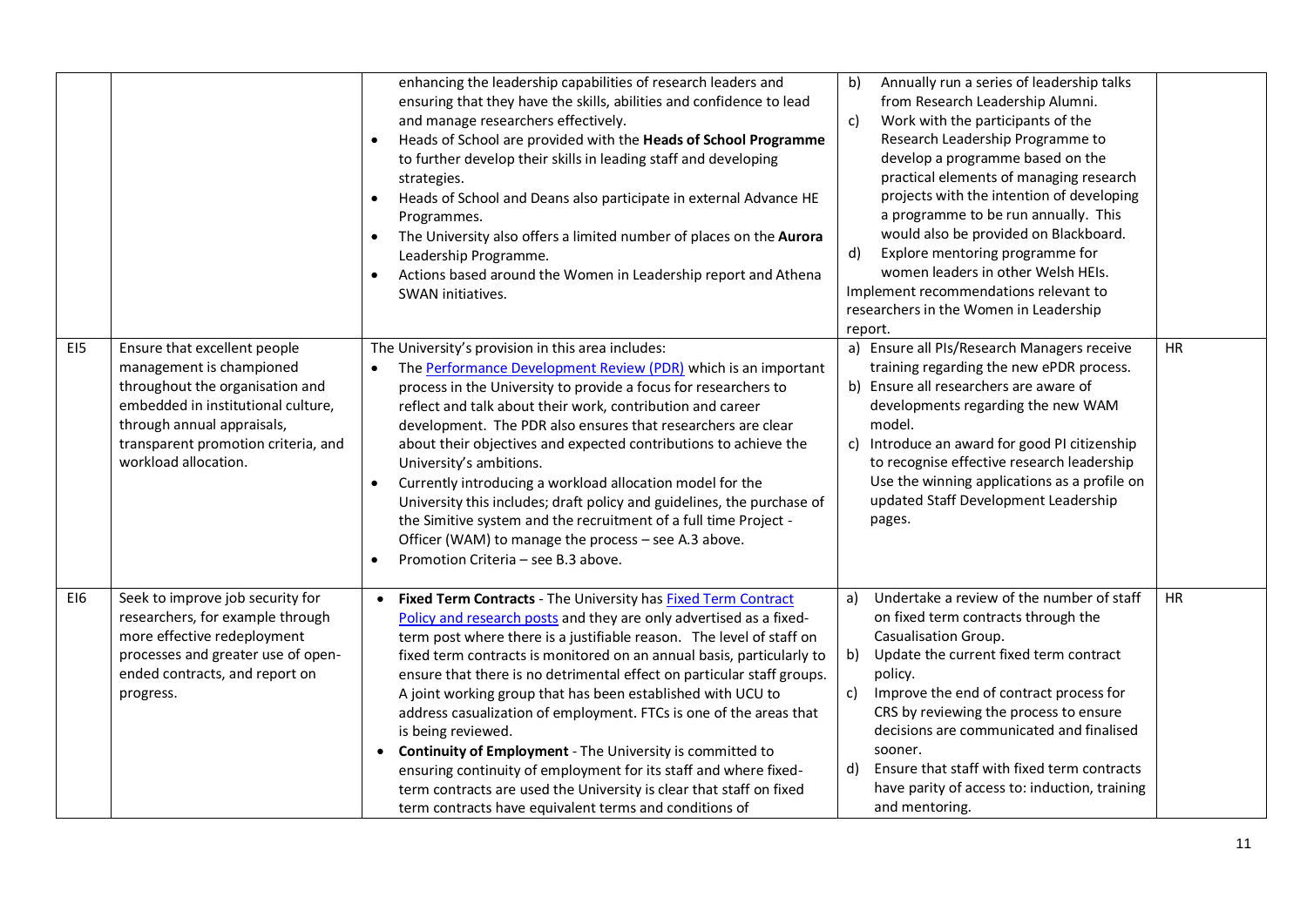| | | | | |
|---|---|---|---|---|
| | | enhancing the leadership capabilities of research leaders and ensuring that they have the skills, abilities and confidence to lead and manage researchers effectively.<br>• Heads of School are provided with the **Heads of School Programme** to further develop their skills in leading staff and developing strategies.<br>• Heads of School and Deans also participate in external Advance HE Programmes.<br>• The University also offers a limited number of places on the **Aurora** Leadership Programme.<br>• Actions based around the Women in Leadership report and Athena SWAN initiatives. | b) Annually run a series of leadership talks from Research Leadership Alumni.<br>c) Work with the participants of the Research Leadership Programme to develop a programme based on the practical elements of managing research projects with the intention of developing a programme to be run annually. This would also be provided on Blackboard.<br>d) Explore mentoring programme for women leaders in other Welsh HEIs.<br>Implement recommendations relevant to researchers in the Women in Leadership report. | |
| EI5 | Ensure that excellent people management is championed throughout the organisation and embedded in institutional culture, through annual appraisals, transparent promotion criteria, and workload allocation. | The University's provision in this area includes:<br>• The Performance Development Review (PDR) which is an important process in the University to provide a focus for researchers to reflect and talk about their work, contribution and career development. The PDR also ensures that researchers are clear about their objectives and expected contributions to achieve the University's ambitions.<br>• Currently introducing a workload allocation model for the University this includes; draft policy and guidelines, the purchase of the Simitive system and the recruitment of a full time Project - Officer (WAM) to manage the process – see A.3 above.<br>• Promotion Criteria – see B.3 above. | a) Ensure all PIs/Research Managers receive training regarding the new ePDR process.<br>b) Ensure all researchers are aware of developments regarding the new WAM model.<br>c) Introduce an award for good PI citizenship to recognise effective research leadership Use the winning applications as a profile on updated Staff Development Leadership pages. | HR |
| EI6 | Seek to improve job security for researchers, for example through more effective redeployment processes and greater use of open-ended contracts, and report on progress. | • **Fixed Term Contracts** - The University has Fixed Term Contract Policy and research posts and they are only advertised as a fixed-term post where there is a justifiable reason. The level of staff on fixed term contracts is monitored on an annual basis, particularly to ensure that there is no detrimental effect on particular staff groups. A joint working group that has been established with UCU to address casualization of employment. FTCs is one of the areas that is being reviewed.<br>• **Continuity of Employment** - The University is committed to ensuring continuity of employment for its staff and where fixed-term contracts are used the University is clear that staff on fixed term contracts have equivalent terms and conditions of | a) Undertake a review of the number of staff on fixed term contracts through the Casualisation Group.<br>b) Update the current fixed term contract policy.<br>c) Improve the end of contract process for CRS by reviewing the process to ensure decisions are communicated and finalised sooner.<br>d) Ensure that staff with fixed term contracts have parity of access to: induction, training and mentoring. | HR |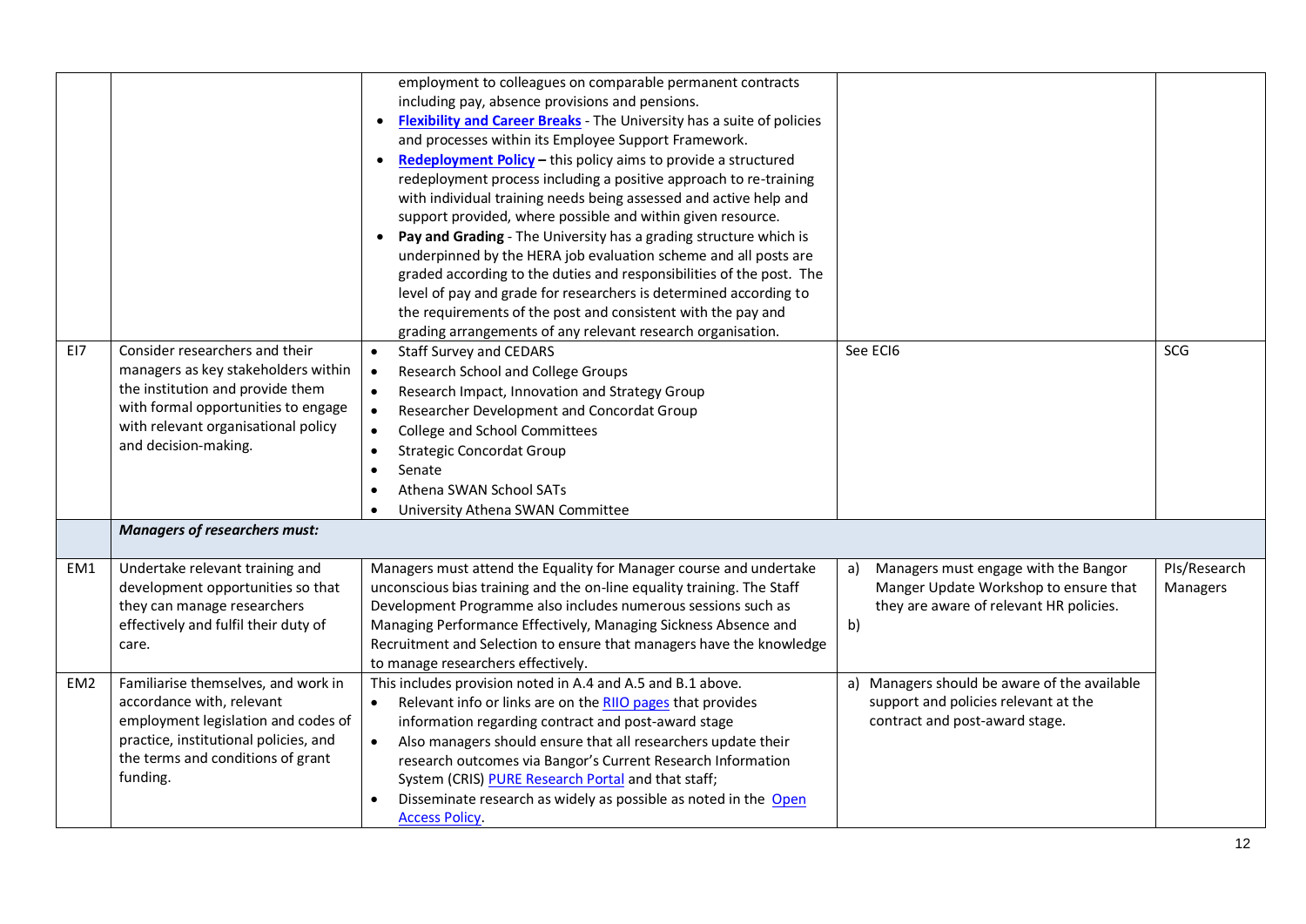| | | | | |
|---|---|---|---|---|
| | | employment to colleagues on comparable permanent contracts including pay, absence provisions and pensions.<br>• **Flexibility and Career Breaks** - The University has a suite of policies and processes within its Employee Support Framework.<br>• **Redeployment Policy** – this policy aims to provide a structured redeployment process including a positive approach to re-training with individual training needs being assessed and active help and support provided, where possible and within given resource.<br>• **Pay and Grading** - The University has a grading structure which is underpinned by the HERA job evaluation scheme and all posts are graded according to the duties and responsibilities of the post. The level of pay and grade for researchers is determined according to the requirements of the post and consistent with the pay and grading arrangements of any relevant research organisation. | | |
| EI7 | Consider researchers and their managers as key stakeholders within the institution and provide them with formal opportunities to engage with relevant organisational policy and decision-making. | • Staff Survey and CEDARS<br>• Research School and College Groups<br>• Research Impact, Innovation and Strategy Group<br>• Researcher Development and Concordat Group<br>• College and School Committees<br>• Strategic Concordat Group<br>• Senate<br>• Athena SWAN School SATs<br>• University Athena SWAN Committee | See ECI6 | SCG |
| | ***Managers of researchers must:*** | | | |
| EM1 | Undertake relevant training and development opportunities so that they can manage researchers effectively and fulfil their duty of care. | Managers must attend the Equality for Manager course and undertake unconscious bias training and the on-line equality training. The Staff Development Programme also includes numerous sessions such as Managing Performance Effectively, Managing Sickness Absence and Recruitment and Selection to ensure that managers have the knowledge to manage researchers effectively. | a) Managers must engage with the Bangor Manger Update Workshop to ensure that they are aware of relevant HR policies.<br>b) | PIs/Research Managers |
| EM2 | Familiarise themselves, and work in accordance with, relevant employment legislation and codes of practice, institutional policies, and the terms and conditions of grant funding. | This includes provision noted in A.4 and A.5 and B.1 above.<br>• Relevant info or links are on the RIIO pages that provides information regarding contract and post-award stage<br>• Also managers should ensure that all researchers update their research outcomes via Bangor's Current Research Information System (CRIS) PURE Research Portal and that staff;<br>• Disseminate research as widely as possible as noted in the Open Access Policy. | a) Managers should be aware of the available support and policies relevant at the contract and post-award stage. | |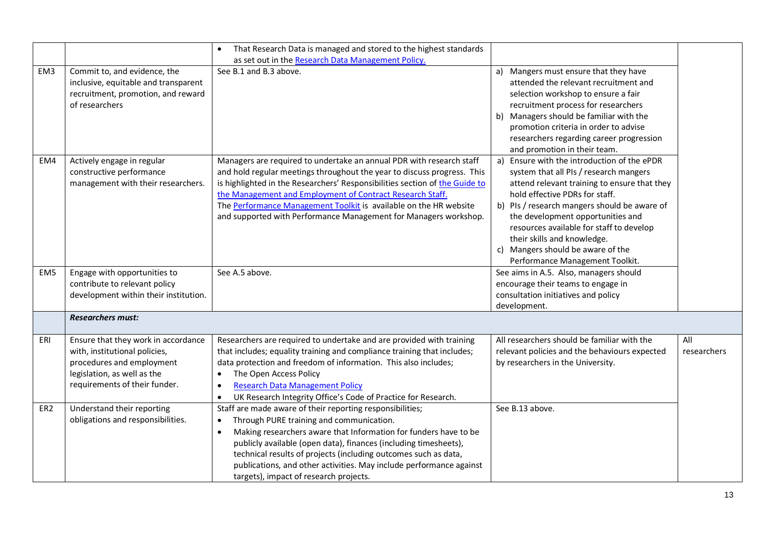| | | | | |
|---|---|---|---|---|
| | | • That Research Data is managed and stored to the highest standards as set out in the [Research Data Management Policy.](#) | | |
| EM3 | Commit to, and evidence, the inclusive, equitable and transparent recruitment, promotion, and reward of researchers | See B.1 and B.3 above. | a) Mangers must ensure that they have attended the relevant recruitment and selection workshop to ensure a fair recruitment process for researchers<br>b) Managers should be familiar with the promotion criteria in order to advise researchers regarding career progression and promotion in their team. | |
| EM4 | Actively engage in regular constructive performance management with their researchers. | Managers are required to undertake an annual PDR with research staff and hold regular meetings throughout the year to discuss progress. This is highlighted in the Researchers' Responsibilities section of [the Guide to the Management and Employment of Contract Research Staff.](#)<br>The [Performance Management Toolkit](#) is available on the HR website and supported with Performance Management for Managers workshop. | a) Ensure with the introduction of the ePDR system that all PIs / research mangers attend relevant training to ensure that they hold effective PDRs for staff.<br>b) PIs / research mangers should be aware of the development opportunities and resources available for staff to develop their skills and knowledge.<br>c) Mangers should be aware of the Performance Management Toolkit. | |
| EM5 | Engage with opportunities to contribute to relevant policy development within their institution. | See A.5 above. | See aims in A.5. Also, managers should encourage their teams to engage in consultation initiatives and policy development. | |
| | ***Researchers must:*** | | | |
| ERI | Ensure that they work in accordance with, institutional policies, procedures and employment legislation, as well as the requirements of their funder. | Researchers are required to undertake and are provided with training that includes; equality training and compliance training that includes; data protection and freedom of information. This also includes;<br>• The Open Access Policy<br>• [Research Data Management Policy](#)<br>• UK Research Integrity Office's Code of Practice for Research. | All researchers should be familiar with the relevant policies and the behaviours expected by researchers in the University. | All researchers |
| ER2 | Understand their reporting obligations and responsibilities. | Staff are made aware of their reporting responsibilities;<br>• Through PURE training and communication.<br>• Making researchers aware that Information for funders have to be publicly available (open data), finances (including timesheets), technical results of projects (including outcomes such as data, publications, and other activities. May include performance against targets), impact of research projects. | See B.13 above. | |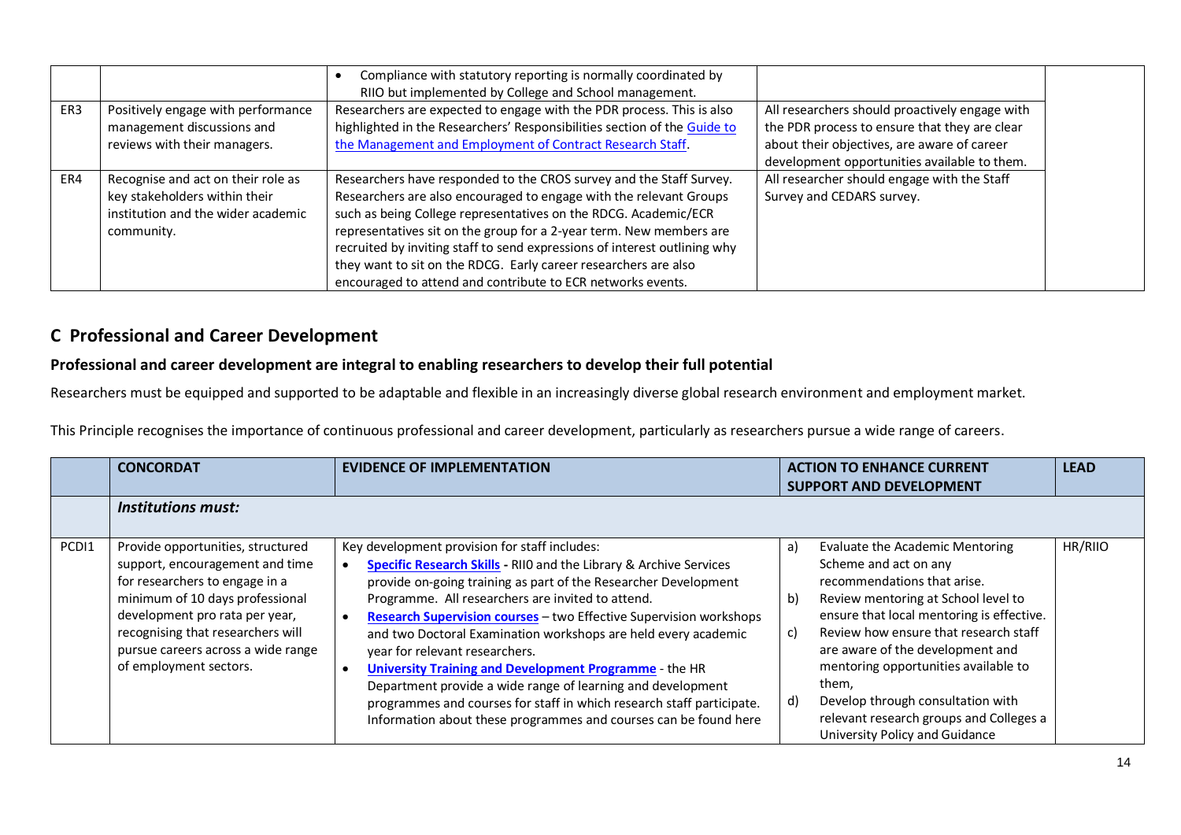| | | | | |
|---|---|---|---|---|
| | | • Compliance with statutory reporting is normally coordinated by RIIO but implemented by College and School management. | | |
| ER3 | Positively engage with performance management discussions and reviews with their managers. | Researchers are expected to engage with the PDR process. This is also highlighted in the Researchers' Responsibilities section of the Guide to the Management and Employment of Contract Research Staff. | All researchers should proactively engage with the PDR process to ensure that they are clear about their objectives, are aware of career development opportunities available to them. | |
| ER4 | Recognise and act on their role as key stakeholders within their institution and the wider academic community. | Researchers have responded to the CROS survey and the Staff Survey. Researchers are also encouraged to engage with the relevant Groups such as being College representatives on the RDCG. Academic/ECR representatives sit on the group for a 2-year term. New members are recruited by inviting staff to send expressions of interest outlining why they want to sit on the RDCG. Early career researchers are also encouraged to attend and contribute to ECR networks events. | All researcher should engage with the Staff Survey and CEDARS survey. | |

## C Professional and Career Development

### Professional and career development are integral to enabling researchers to develop their full potential

Researchers must be equipped and supported to be adaptable and flexible in an increasingly diverse global research environment and employment market.

This Principle recognises the importance of continuous professional and career development, particularly as researchers pursue a wide range of careers.

| | CONCORDAT | EVIDENCE OF IMPLEMENTATION | ACTION TO ENHANCE CURRENT SUPPORT AND DEVELOPMENT | LEAD |
|---|---|---|---|---|
| | ***Institutions must:*** | | | |
| PCDI1 | Provide opportunities, structured support, encouragement and time for researchers to engage in a minimum of 10 days professional development pro rata per year, recognising that researchers will pursue careers across a wide range of employment sectors. | Key development provision for staff includes:<br>• **Specific Research Skills** - RII0 and the Library & Archive Services provide on-going training as part of the Researcher Development Programme. All researchers are invited to attend.<br>• **Research Supervision courses** – two Effective Supervision workshops and two Doctoral Examination workshops are held every academic year for relevant researchers.<br>• **University Training and Development Programme** - the HR Department provide a wide range of learning and development programmes and courses for staff in which research staff participate. Information about these programmes and courses can be found here | a) Evaluate the Academic Mentoring Scheme and act on any recommendations that arise.<br>b) Review mentoring at School level to ensure that local mentoring is effective.<br>c) Review how ensure that research staff are aware of the development and mentoring opportunities available to them,<br>d) Develop through consultation with relevant research groups and Colleges a University Policy and Guidance | HR/RIIO |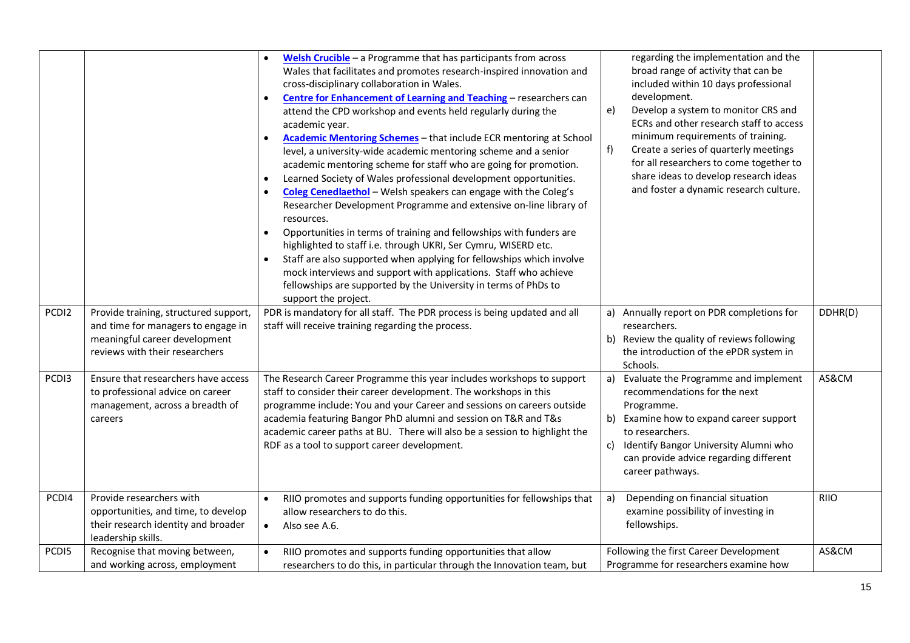| | | | | |
|---|---|---|---|---|
| | | • **Welsh Crucible** – a Programme that has participants from across Wales that facilitates and promotes research-inspired innovation and cross-disciplinary collaboration in Wales.<br>• **Centre for Enhancement of Learning and Teaching** – researchers can attend the CPD workshop and events held regularly during the academic year.<br>• **Academic Mentoring Schemes** – that include ECR mentoring at School level, a university-wide academic mentoring scheme and a senior academic mentoring scheme for staff who are going for promotion.<br>• Learned Society of Wales professional development opportunities.<br>• **Coleg Cenedlaethol** – Welsh speakers can engage with the Coleg's Researcher Development Programme and extensive on-line library of resources.<br>• Opportunities in terms of training and fellowships with funders are highlighted to staff i.e. through UKRI, Ser Cymru, WISERD etc.<br>• Staff are also supported when applying for fellowships which involve mock interviews and support with applications. Staff who achieve fellowships are supported by the University in terms of PhDs to support the project. | regarding the implementation and the broad range of activity that can be included within 10 days professional development.<br>e) Develop a system to monitor CRS and ECRs and other research staff to access minimum requirements of training.<br>f) Create a series of quarterly meetings for all researchers to come together to share ideas to develop research ideas and foster a dynamic research culture. | |
| PCDI2 | Provide training, structured support, and time for managers to engage in meaningful career development reviews with their researchers | PDR is mandatory for all staff. The PDR process is being updated and all staff will receive training regarding the process. | a) Annually report on PDR completions for researchers.<br>b) Review the quality of reviews following the introduction of the ePDR system in Schools. | DDHR(D) |
| PCDI3 | Ensure that researchers have access to professional advice on career management, across a breadth of careers | The Research Career Programme this year includes workshops to support staff to consider their career development. The workshops in this programme include: You and your Career and sessions on careers outside academia featuring Bangor PhD alumni and session on T&R and T&s academic career paths at BU. There will also be a session to highlight the RDF as a tool to support career development. | a) Evaluate the Programme and implement recommendations for the next Programme.<br>b) Examine how to expand career support to researchers.<br>c) Identify Bangor University Alumni who can provide advice regarding different career pathways. | AS&CM |
| PCDI4 | Provide researchers with opportunities, and time, to develop their research identity and broader leadership skills. | • RIIO promotes and supports funding opportunities for fellowships that allow researchers to do this.<br>• Also see A.6. | a) Depending on financial situation examine possibility of investing in fellowships. | RIIO |
| PCDI5 | Recognise that moving between, and working across, employment | • RIIO promotes and supports funding opportunities that allow researchers to do this, in particular through the Innovation team, but | Following the first Career Development Programme for researchers examine how | AS&CM |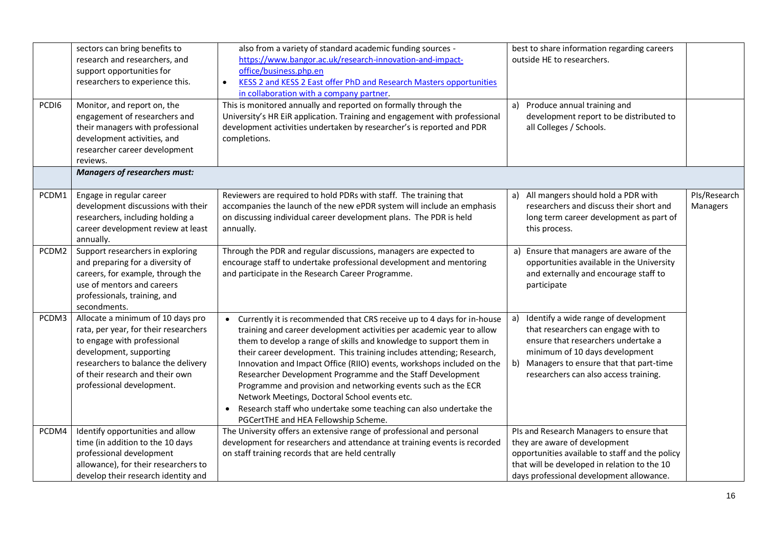| | | | | |
|---|---|---|---|---|
| | sectors can bring benefits to research and researchers, and support opportunities for researchers to experience this. | also from a variety of standard academic funding sources - [https://www.bangor.ac.uk/research-innovation-and-impact-office/business.php.en](https://www.bangor.ac.uk/research-innovation-and-impact-office/business.php.en)<br>• KESS 2 and KESS 2 East offer PhD and Research Masters opportunities in collaboration with a company partner. | best to share information regarding careers outside HE to researchers. | |
| PCDI6 | Monitor, and report on, the engagement of researchers and their managers with professional development activities, and researcher career development reviews. | This is monitored annually and reported on formally through the University's HR EiR application. Training and engagement with professional development activities undertaken by researcher's is reported and PDR completions. | a) Produce annual training and development report to be distributed to all Colleges / Schools. | |
| | ***Managers of researchers must:*** | | | |
| PCDM1 | Engage in regular career development discussions with their researchers, including holding a career development review at least annually. | Reviewers are required to hold PDRs with staff. The training that accompanies the launch of the new ePDR system will include an emphasis on discussing individual career development plans. The PDR is held annually. | a) All mangers should hold a PDR with researchers and discuss their short and long term career development as part of this process. | PIs/Research Managers |
| PCDM2 | Support researchers in exploring and preparing for a diversity of careers, for example, through the use of mentors and careers professionals, training, and secondments. | Through the PDR and regular discussions, managers are expected to encourage staff to undertake professional development and mentoring and participate in the Research Career Programme. | a) Ensure that managers are aware of the opportunities available in the University and externally and encourage staff to participate | |
| PCDM3 | Allocate a minimum of 10 days pro rata, per year, for their researchers to engage with professional development, supporting researchers to balance the delivery of their research and their own professional development. | • Currently it is recommended that CRS receive up to 4 days for in-house training and career development activities per academic year to allow them to develop a range of skills and knowledge to support them in their career development. This training includes attending; Research, Innovation and Impact Office (RIIO) events, workshops included on the Researcher Development Programme and the Staff Development Programme and provision and networking events such as the ECR Network Meetings, Doctoral School events etc.<br>• Research staff who undertake some teaching can also undertake the PGCertTHE and HEA Fellowship Scheme. | a) Identify a wide range of development that researchers can engage with to ensure that researchers undertake a minimum of 10 days development<br>b) Managers to ensure that that part-time researchers can also access training. | |
| PCDM4 | Identify opportunities and allow time (in addition to the 10 days professional development allowance), for their researchers to develop their research identity and | The University offers an extensive range of professional and personal development for researchers and attendance at training events is recorded on staff training records that are held centrally | PIs and Research Managers to ensure that they are aware of development opportunities available to staff and the policy that will be developed in relation to the 10 days professional development allowance. | |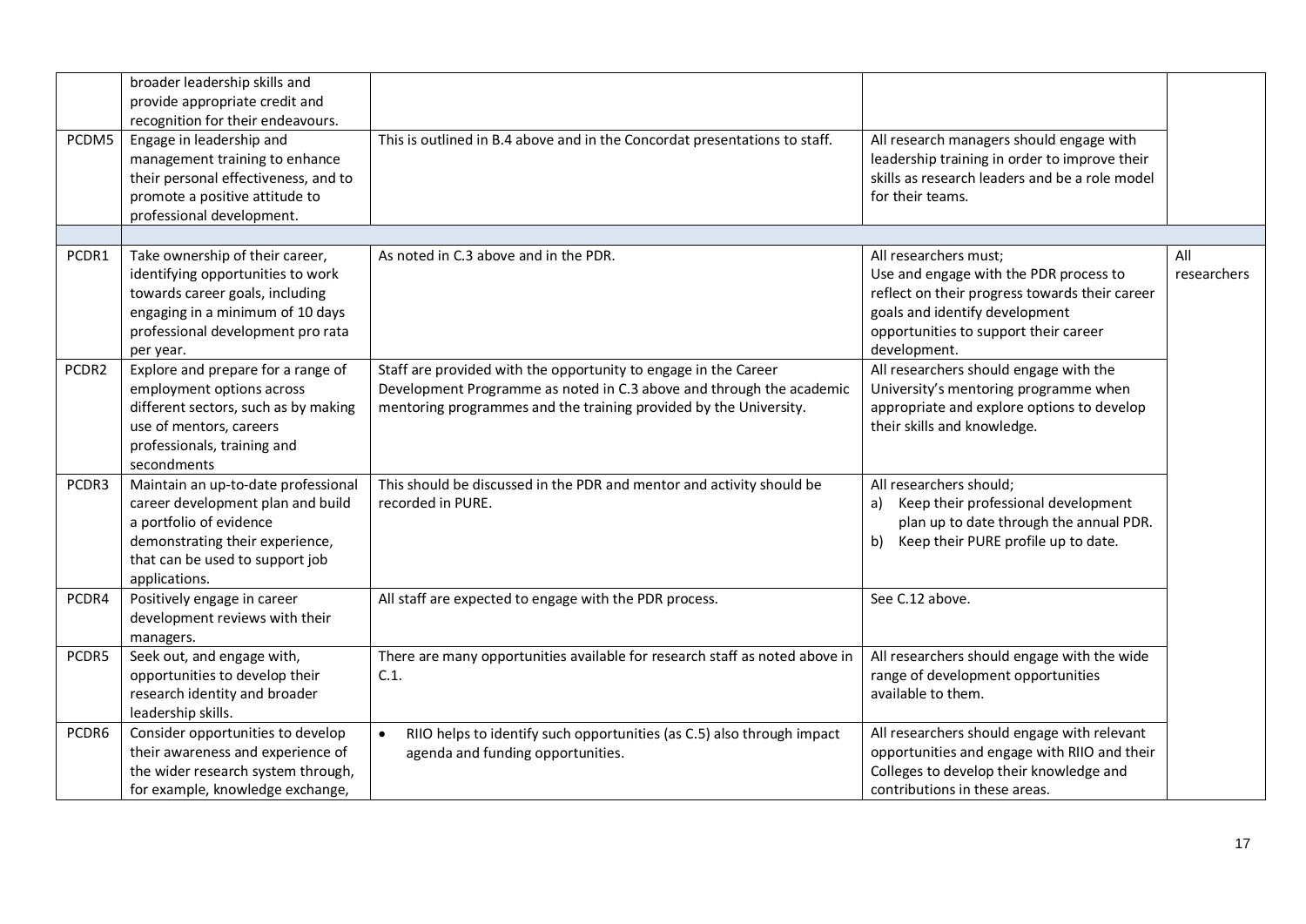|  |  |  |  |  |
|---|---|---|---|---|
|  | broader leadership skills and provide appropriate credit and recognition for their endeavours. |  |  |  |
| PCDM5 | Engage in leadership and management training to enhance their personal effectiveness, and to promote a positive attitude to professional development. | This is outlined in B.4 above and in the Concordat presentations to staff. | All research managers should engage with leadership training in order to improve their skills as research leaders and be a role model for their teams. |  |
|  |  |  |  |  |
| PCDR1 | Take ownership of their career, identifying opportunities to work towards career goals, including engaging in a minimum of 10 days professional development pro rata per year. | As noted in C.3 above and in the PDR. | All researchers must; Use and engage with the PDR process to reflect on their progress towards their career goals and identify development opportunities to support their career development. | All researchers |
| PCDR2 | Explore and prepare for a range of employment options across different sectors, such as by making use of mentors, careers professionals, training and secondments | Staff are provided with the opportunity to engage in the Career Development Programme as noted in C.3 above and through the academic mentoring programmes and the training provided by the University. | All researchers should engage with the University's mentoring programme when appropriate and explore options to develop their skills and knowledge. |  |
| PCDR3 | Maintain an up-to-date professional career development plan and build a portfolio of evidence demonstrating their experience, that can be used to support job applications. | This should be discussed in the PDR and mentor and activity should be recorded in PURE. | All researchers should; a) Keep their professional development plan up to date through the annual PDR. b) Keep their PURE profile up to date. |  |
| PCDR4 | Positively engage in career development reviews with their managers. | All staff are expected to engage with the PDR process. | See C.12 above. |  |
| PCDR5 | Seek out, and engage with, opportunities to develop their research identity and broader leadership skills. | There are many opportunities available for research staff as noted above in C.1. | All researchers should engage with the wide range of development opportunities available to them. |  |
| PCDR6 | Consider opportunities to develop their awareness and experience of the wider research system through, for example, knowledge exchange, | • RIIO helps to identify such opportunities (as C.5) also through impact agenda and funding opportunities. | All researchers should engage with relevant opportunities and engage with RIIO and their Colleges to develop their knowledge and contributions in these areas. |  |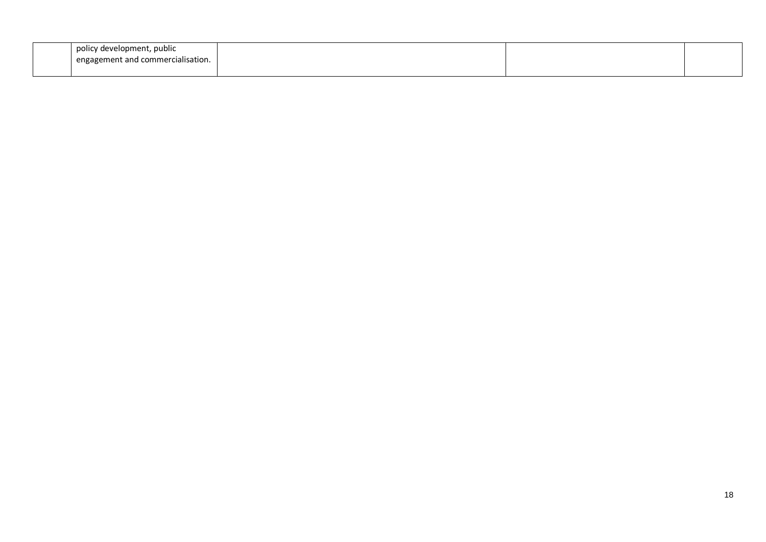| | | | | |
|---|---|---|---|---|
| | policy development, public engagement and commercialisation. | | | |